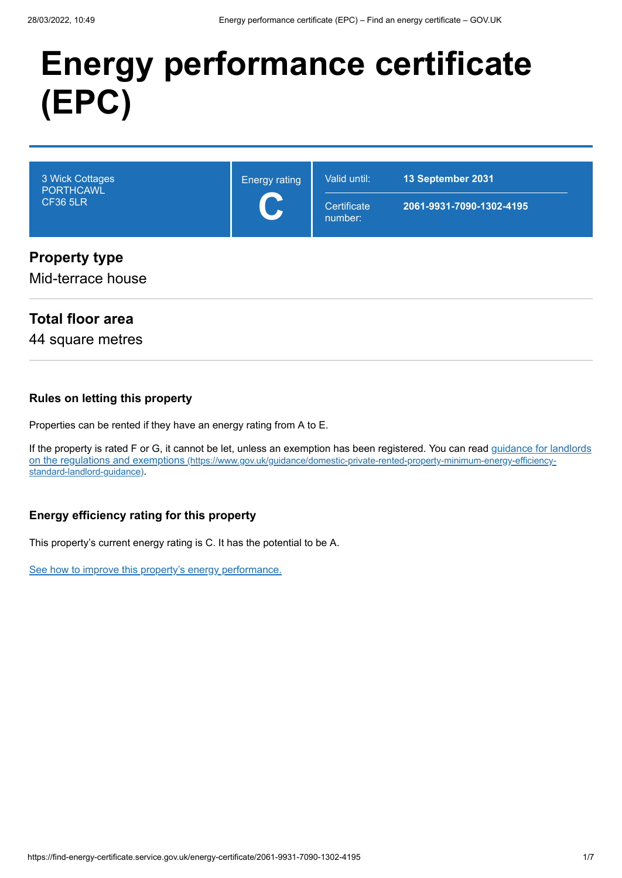# Energy performance certificate (EPC)

3 Wick Cottages
PORTHCAWL
CF36 5LR

Energy rating

**C**

| Valid until: | **13 September 2031** |
|---|---|
| Certificate number: | **2061-9931-7090-1302-4195** |

## Property type

Mid-terrace house

## Total floor area

44 square metres

### Rules on letting this property

Properties can be rented if they have an energy rating from A to E.

If the property is rated F or G, it cannot be let, unless an exemption has been registered. You can read guidance for landlords on the regulations and exemptions (https://www.gov.uk/guidance/domestic-private-rented-property-minimum-energy-efficiency-standard-landlord-guidance).

### Energy efficiency rating for this property

This property's current energy rating is C. It has the potential to be A.

See how to improve this property's energy performance.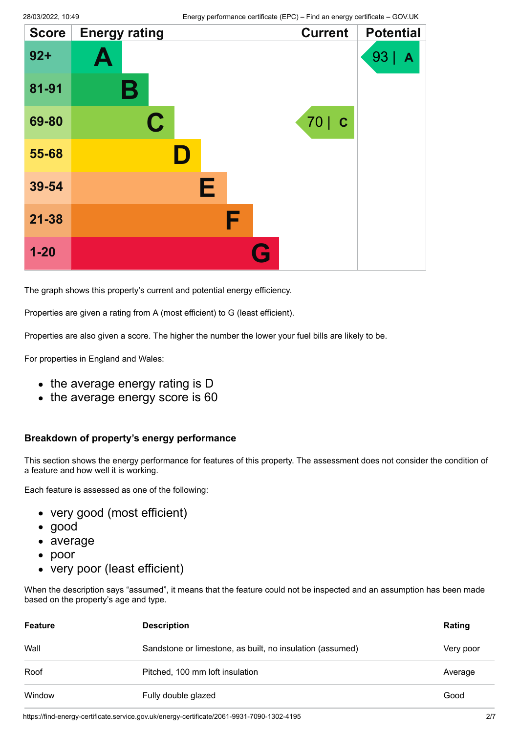| Score | Energy rating | Current | Potential |
| --- | --- | --- | --- |
| 92+ | A | | 93 \| A |
| 81-91 | B | | |
| 69-80 | C | 70 \| C | |
| 55-68 | D | | |
| 39-54 | E | | |
| 21-38 | F | | |
| 1-20 | G | | |

The graph shows this property's current and potential energy efficiency.

Properties are given a rating from A (most efficient) to G (least efficient).

Properties are also given a score. The higher the number the lower your fuel bills are likely to be.

For properties in England and Wales:

- the average energy rating is D
- the average energy score is 60

### Breakdown of property's energy performance

This section shows the energy performance for features of this property. The assessment does not consider the condition of a feature and how well it is working.

Each feature is assessed as one of the following:

- very good (most efficient)
- good
- average
- poor
- very poor (least efficient)

When the description says "assumed", it means that the feature could not be inspected and an assumption has been made based on the property's age and type.

| Feature | Description | Rating |
| --- | --- | --- |
| Wall | Sandstone or limestone, as built, no insulation (assumed) | Very poor |
| Roof | Pitched, 100 mm loft insulation | Average |
| Window | Fully double glazed | Good |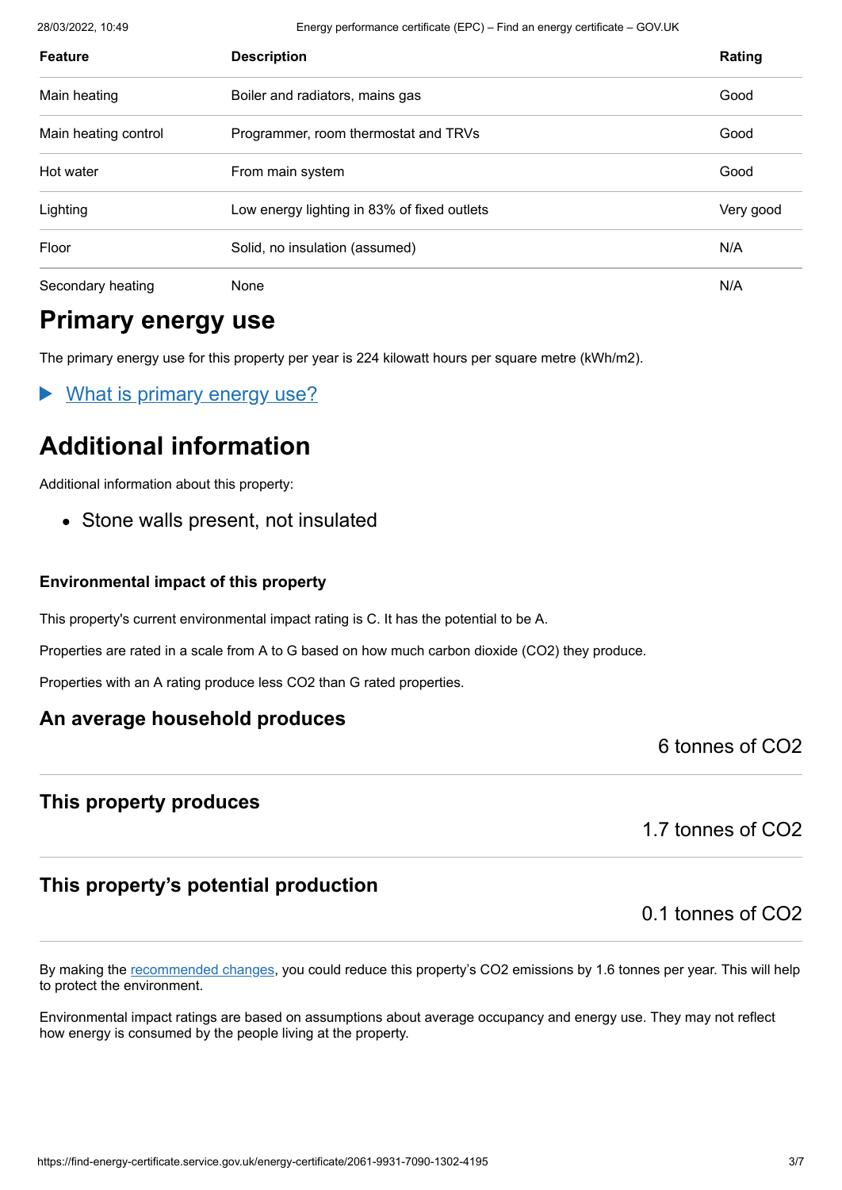| Feature | Description | Rating |
| --- | --- | --- |
| Main heating | Boiler and radiators, mains gas | Good |
| Main heating control | Programmer, room thermostat and TRVs | Good |
| Hot water | From main system | Good |
| Lighting | Low energy lighting in 83% of fixed outlets | Very good |
| Floor | Solid, no insulation (assumed) | N/A |
| Secondary heating | None | N/A |

## Primary energy use

The primary energy use for this property per year is 224 kilowatt hours per square metre (kWh/m2).

▶ What is primary energy use?

## Additional information

Additional information about this property:

- Stone walls present, not insulated

#### Environmental impact of this property

This property's current environmental impact rating is C. It has the potential to be A.

Properties are rated in a scale from A to G based on how much carbon dioxide ($CO_2$) they produce.

Properties with an A rating produce less $CO_2$ than G rated properties.

### An average household produces

6 tonnes of $CO_2$

### This property produces

1.7 tonnes of $CO_2$

### This property's potential production

0.1 tonnes of $CO_2$

By making the recommended changes, you could reduce this property's $CO_2$ emissions by 1.6 tonnes per year. This will help to protect the environment.

Environmental impact ratings are based on assumptions about average occupancy and energy use. They may not reflect how energy is consumed by the people living at the property.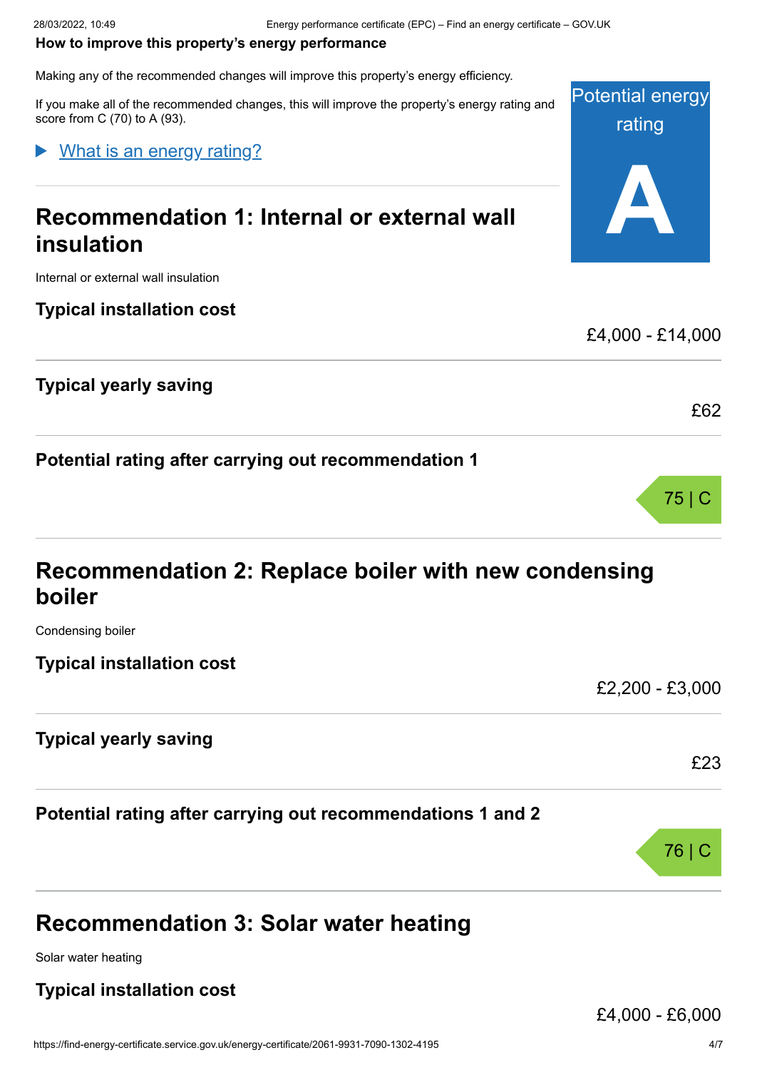**How to improve this property's energy performance**

Making any of the recommended changes will improve this property's energy efficiency.

If you make all of the recommended changes, this will improve the property's energy rating and score from C (70) to A (93).

Potential energy rating

**A**

▶ What is an energy rating?

## Recommendation 1: Internal or external wall insulation

Internal or external wall insulation

**Typical installation cost**

£4,000 - £14,000

**Typical yearly saving**

£62

**Potential rating after carrying out recommendation 1**

75 | C

## Recommendation 2: Replace boiler with new condensing boiler

Condensing boiler

**Typical installation cost**

£2,200 - £3,000

**Typical yearly saving**

£23

**Potential rating after carrying out recommendations 1 and 2**

76 | C

## Recommendation 3: Solar water heating

Solar water heating

**Typical installation cost**

£4,000 - £6,000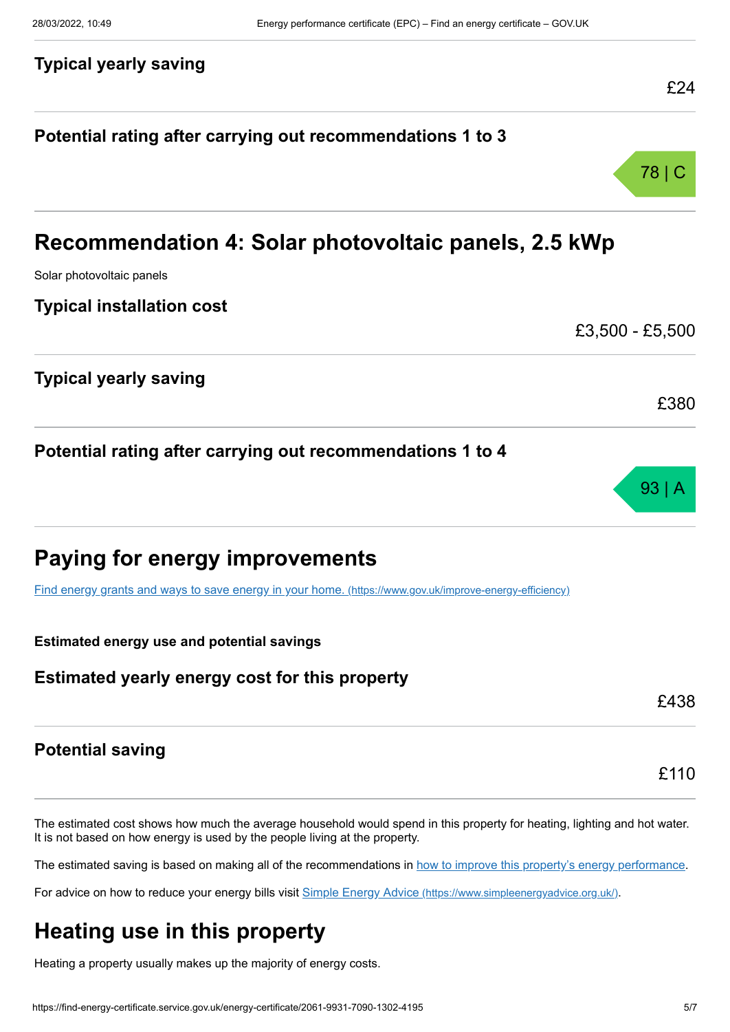### Typical yearly saving

£24

### Potential rating after carrying out recommendations 1 to 3

78 | C

## Recommendation 4: Solar photovoltaic panels, 2.5 kWp

Solar photovoltaic panels

### Typical installation cost

£3,500 - £5,500

### Typical yearly saving

£380

### Potential rating after carrying out recommendations 1 to 4

93 | A

## Paying for energy improvements

[Find energy grants and ways to save energy in your home. (https://www.gov.uk/improve-energy-efficiency)](https://www.gov.uk/improve-energy-efficiency)

**Estimated energy use and potential savings**

### Estimated yearly energy cost for this property

£438

### Potential saving

£110

The estimated cost shows how much the average household would spend in this property for heating, lighting and hot water. It is not based on how energy is used by the people living at the property.

The estimated saving is based on making all of the recommendations in how to improve this property's energy performance.

For advice on how to reduce your energy bills visit [Simple Energy Advice (https://www.simpleenergyadvice.org.uk/)](https://www.simpleenergyadvice.org.uk/).

## Heating use in this property

Heating a property usually makes up the majority of energy costs.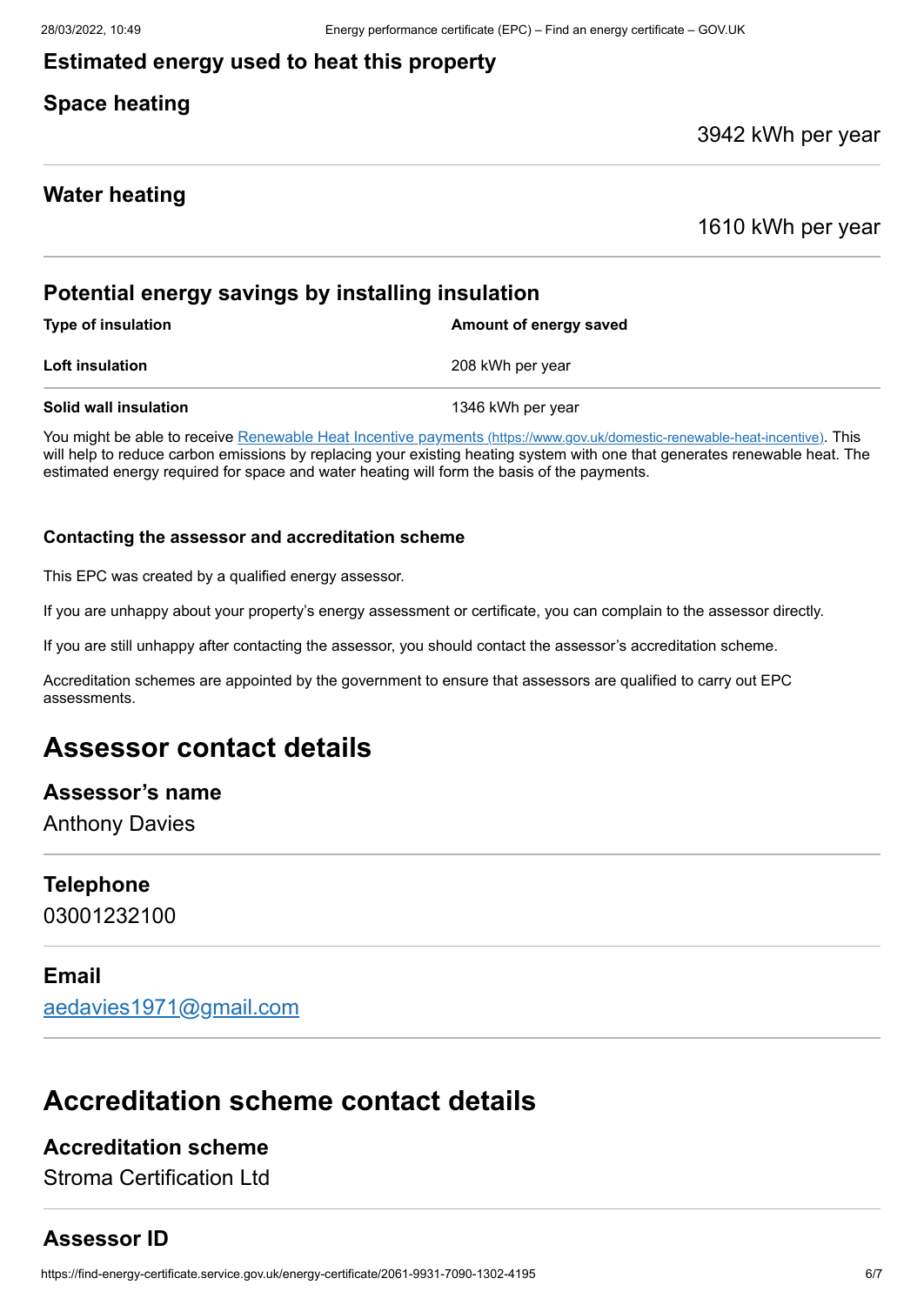### Estimated energy used to heat this property

### Space heating

3942 kWh per year

### Water heating

1610 kWh per year

### Potential energy savings by installing insulation

| Type of insulation | Amount of energy saved |
| --- | --- |
| **Loft insulation** | 208 kWh per year |
| **Solid wall insulation** | 1346 kWh per year |

You might be able to receive [Renewable Heat Incentive payments (https://www.gov.uk/domestic-renewable-heat-incentive)](https://www.gov.uk/domestic-renewable-heat-incentive). This will help to reduce carbon emissions by replacing your existing heating system with one that generates renewable heat. The estimated energy required for space and water heating will form the basis of the payments.

#### Contacting the assessor and accreditation scheme

This EPC was created by a qualified energy assessor.

If you are unhappy about your property's energy assessment or certificate, you can complain to the assessor directly.

If you are still unhappy after contacting the assessor, you should contact the assessor's accreditation scheme.

Accreditation schemes are appointed by the government to ensure that assessors are qualified to carry out EPC assessments.

## Assessor contact details

### Assessor's name

Anthony Davies

### Telephone

03001232100

### Email

[aedavies1971@gmail.com](mailto:aedavies1971@gmail.com)

## Accreditation scheme contact details

### Accreditation scheme

Stroma Certification Ltd

### Assessor ID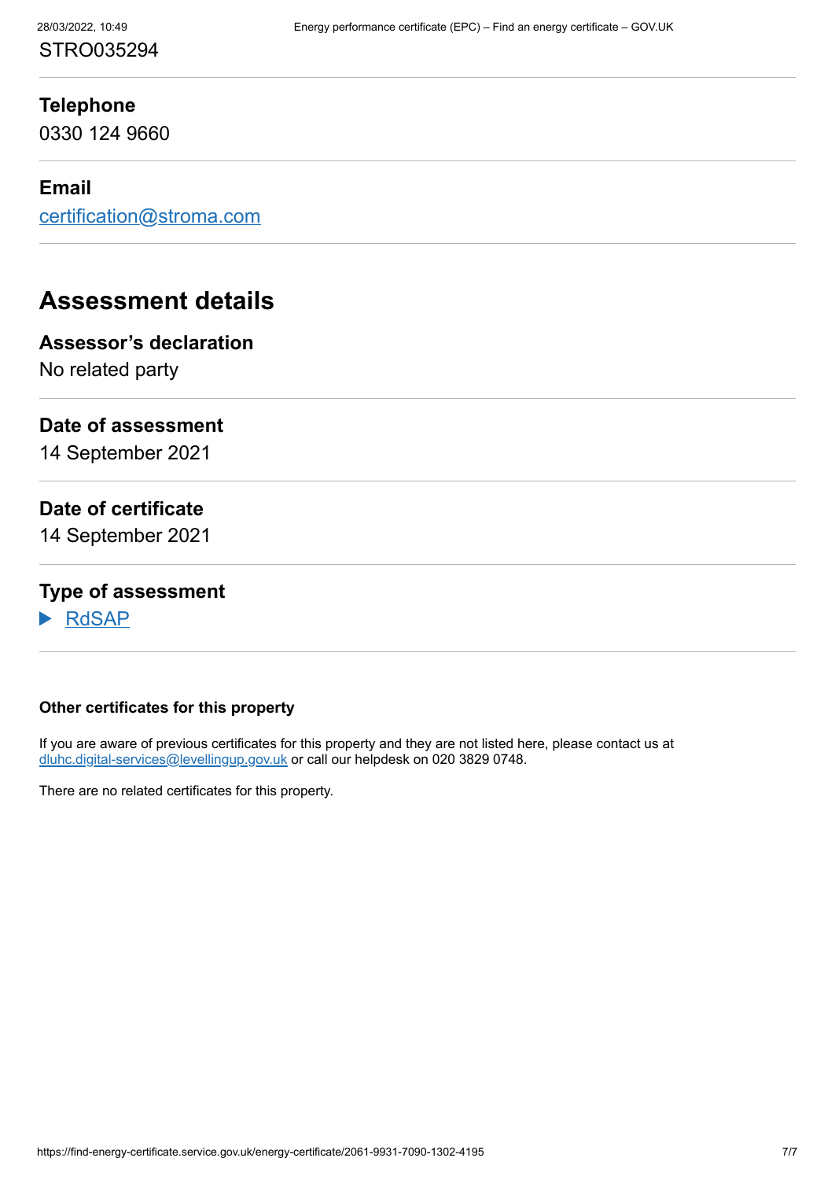STRO035294

### Telephone

0330 124 9660

### Email

certification@stroma.com

## Assessment details

### Assessor's declaration

No related party

### Date of assessment

14 September 2021

### Date of certificate

14 September 2021

### Type of assessment

▶ RdSAP

**Other certificates for this property**

If you are aware of previous certificates for this property and they are not listed here, please contact us at dluhc.digital-services@levellingup.gov.uk or call our helpdesk on 020 3829 0748.

There are no related certificates for this property.